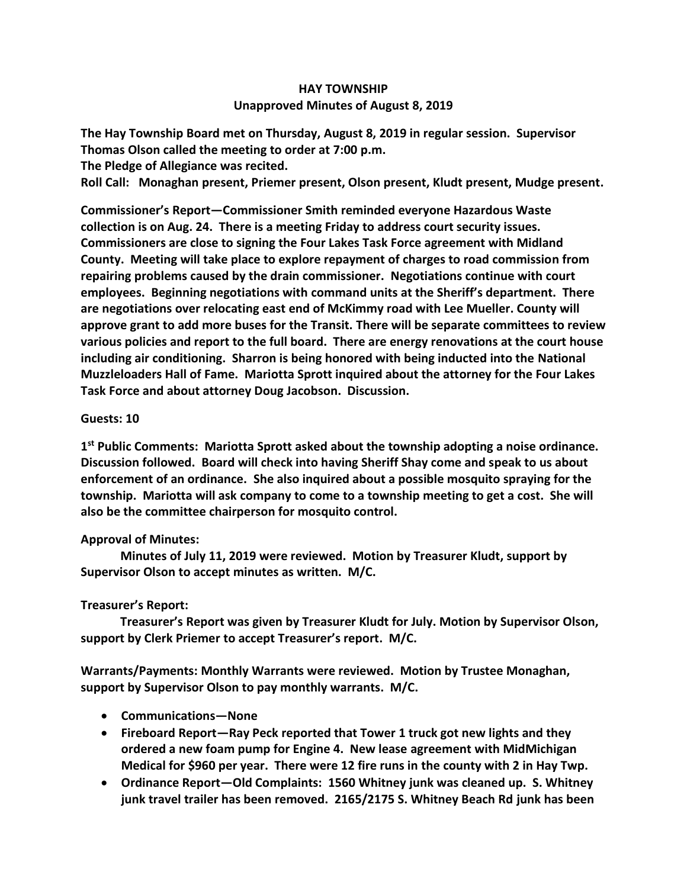# HAY TOWNSHIP

## Unapproved Minutes of August 8, 2019

**The Hay Township Board met on Thursday, August 8, 2019 in regular session. Supervisor Thomas Olson called the meeting to order at 7:00 p.m.**

**The Pledge of Allegiance was recited.**

**Roll Call: Monaghan present, Priemer present, Olson present, Kludt present, Mudge present.**

**Commissioner's Report—Commissioner Smith reminded everyone Hazardous Waste collection is on Aug. 24. There is a meeting Friday to address court security issues. Commissioners are close to signing the Four Lakes Task Force agreement with Midland County. Meeting will take place to explore repayment of charges to road commission from repairing problems caused by the drain commissioner. Negotiations continue with court employees. Beginning negotiations with command units at the Sheriff's department. There are negotiations over relocating east end of McKimmy road with Lee Mueller. County will approve grant to add more buses for the Transit. There will be separate committees to review various policies and report to the full board. There are energy renovations at the court house including air conditioning. Sharron is being honored with being inducted into the National Muzzleloaders Hall of Fame. Mariotta Sprott inquired about the attorney for the Four Lakes Task Force and about attorney Doug Jacobson. Discussion.**

**Guests: 10**

**1st Public Comments: Mariotta Sprott asked about the township adopting a noise ordinance. Discussion followed. Board will check into having Sheriff Shay come and speak to us about enforcement of an ordinance. She also inquired about a possible mosquito spraying for the township. Mariotta will ask company to come to a township meeting to get a cost. She will also be the committee chairperson for mosquito control.**

**Approval of Minutes:**

**Minutes of July 11, 2019 were reviewed. Motion by Treasurer Kludt, support by Supervisor Olson to accept minutes as written. M/C.**

**Treasurer's Report:**

**Treasurer's Report was given by Treasurer Kludt for July. Motion by Supervisor Olson, support by Clerk Priemer to accept Treasurer's report. M/C.**

**Warrants/Payments: Monthly Warrants were reviewed. Motion by Trustee Monaghan, support by Supervisor Olson to pay monthly warrants. M/C.**

- **Communications—None**
- **Fireboard Report—Ray Peck reported that Tower 1 truck got new lights and they ordered a new foam pump for Engine 4. New lease agreement with MidMichigan Medical for $960 per year. There were 12 fire runs in the county with 2 in Hay Twp.**
- **Ordinance Report—Old Complaints: 1560 Whitney junk was cleaned up. S. Whitney junk travel trailer has been removed. 2165/2175 S. Whitney Beach Rd junk has been**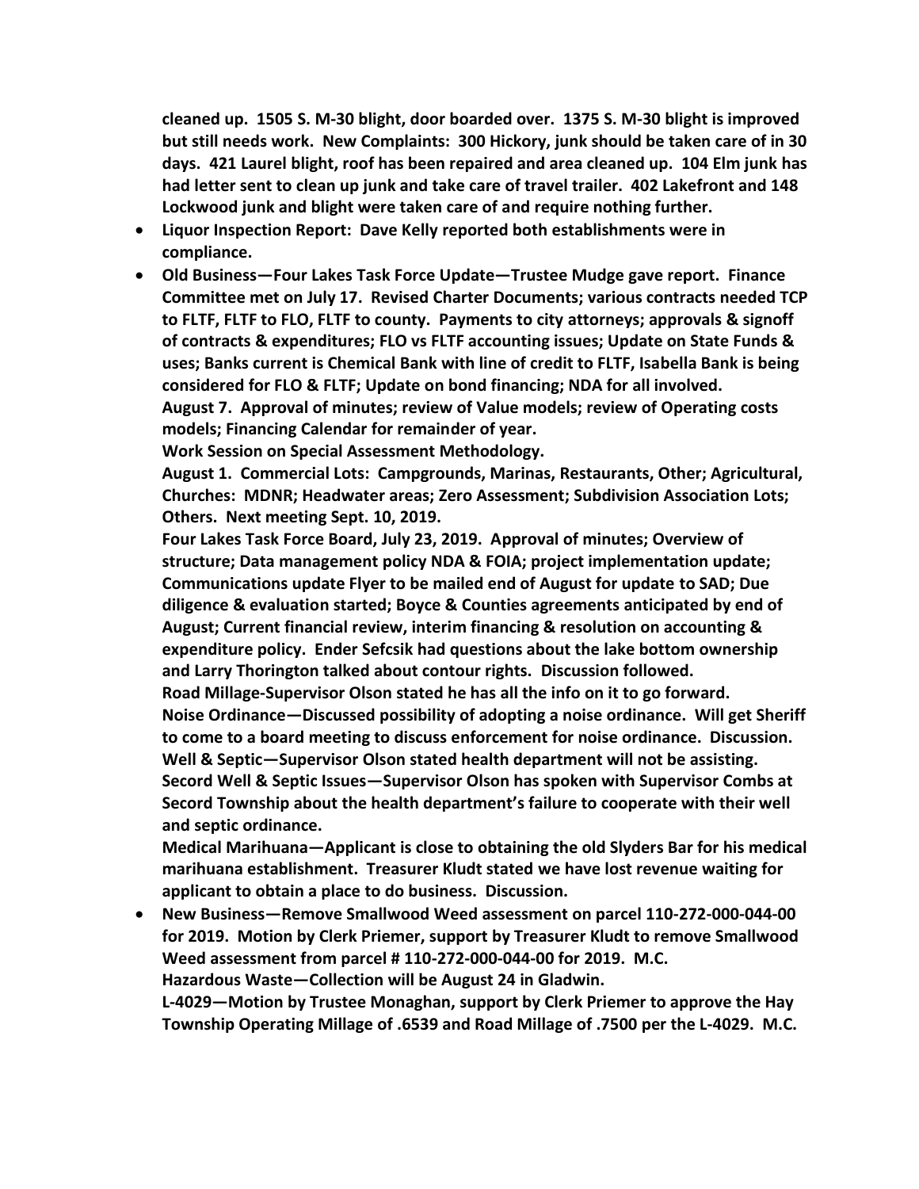**cleaned up. 1505 S. M-30 blight, door boarded over. 1375 S. M-30 blight is improved but still needs work. New Complaints: 300 Hickory, junk should be taken care of in 30 days. 421 Laurel blight, roof has been repaired and area cleaned up. 104 Elm junk has had letter sent to clean up junk and take care of travel trailer. 402 Lakefront and 148 Lockwood junk and blight were taken care of and require nothing further.**

- **Liquor Inspection Report: Dave Kelly reported both establishments were in compliance.**
- **Old Business—Four Lakes Task Force Update—Trustee Mudge gave report. Finance Committee met on July 17. Revised Charter Documents; various contracts needed TCP to FLTF, FLTF to FLO, FLTF to county. Payments to city attorneys; approvals & signoff of contracts & expenditures; FLO vs FLTF accounting issues; Update on State Funds & uses; Banks current is Chemical Bank with line of credit to FLTF, Isabella Bank is being considered for FLO & FLTF; Update on bond financing; NDA for all involved.**
  **August 7. Approval of minutes; review of Value models; review of Operating costs models; Financing Calendar for remainder of year.**
  **Work Session on Special Assessment Methodology.**
  **August 1. Commercial Lots: Campgrounds, Marinas, Restaurants, Other; Agricultural, Churches: MDNR; Headwater areas; Zero Assessment; Subdivision Association Lots; Others. Next meeting Sept. 10, 2019.**
  **Four Lakes Task Force Board, July 23, 2019. Approval of minutes; Overview of structure; Data management policy NDA & FOIA; project implementation update; Communications update Flyer to be mailed end of August for update to SAD; Due diligence & evaluation started; Boyce & Counties agreements anticipated by end of August; Current financial review, interim financing & resolution on accounting & expenditure policy. Ender Sefcsik had questions about the lake bottom ownership and Larry Thorington talked about contour rights. Discussion followed.**
  **Road Millage-Supervisor Olson stated he has all the info on it to go forward.**
  **Noise Ordinance—Discussed possibility of adopting a noise ordinance. Will get Sheriff to come to a board meeting to discuss enforcement for noise ordinance. Discussion.**
  **Well & Septic—Supervisor Olson stated health department will not be assisting.**
  **Secord Well & Septic Issues—Supervisor Olson has spoken with Supervisor Combs at Secord Township about the health department's failure to cooperate with their well and septic ordinance.**
  **Medical Marihuana—Applicant is close to obtaining the old Slyders Bar for his medical marihuana establishment. Treasurer Kludt stated we have lost revenue waiting for applicant to obtain a place to do business. Discussion.**
- **New Business—Remove Smallwood Weed assessment on parcel 110-272-000-044-00 for 2019. Motion by Clerk Priemer, support by Treasurer Kludt to remove Smallwood Weed assessment from parcel # 110-272-000-044-00 for 2019. M.C.**
  **Hazardous Waste—Collection will be August 24 in Gladwin.**
  **L-4029—Motion by Trustee Monaghan, support by Clerk Priemer to approve the Hay Township Operating Millage of .6539 and Road Millage of .7500 per the L-4029. M.C.**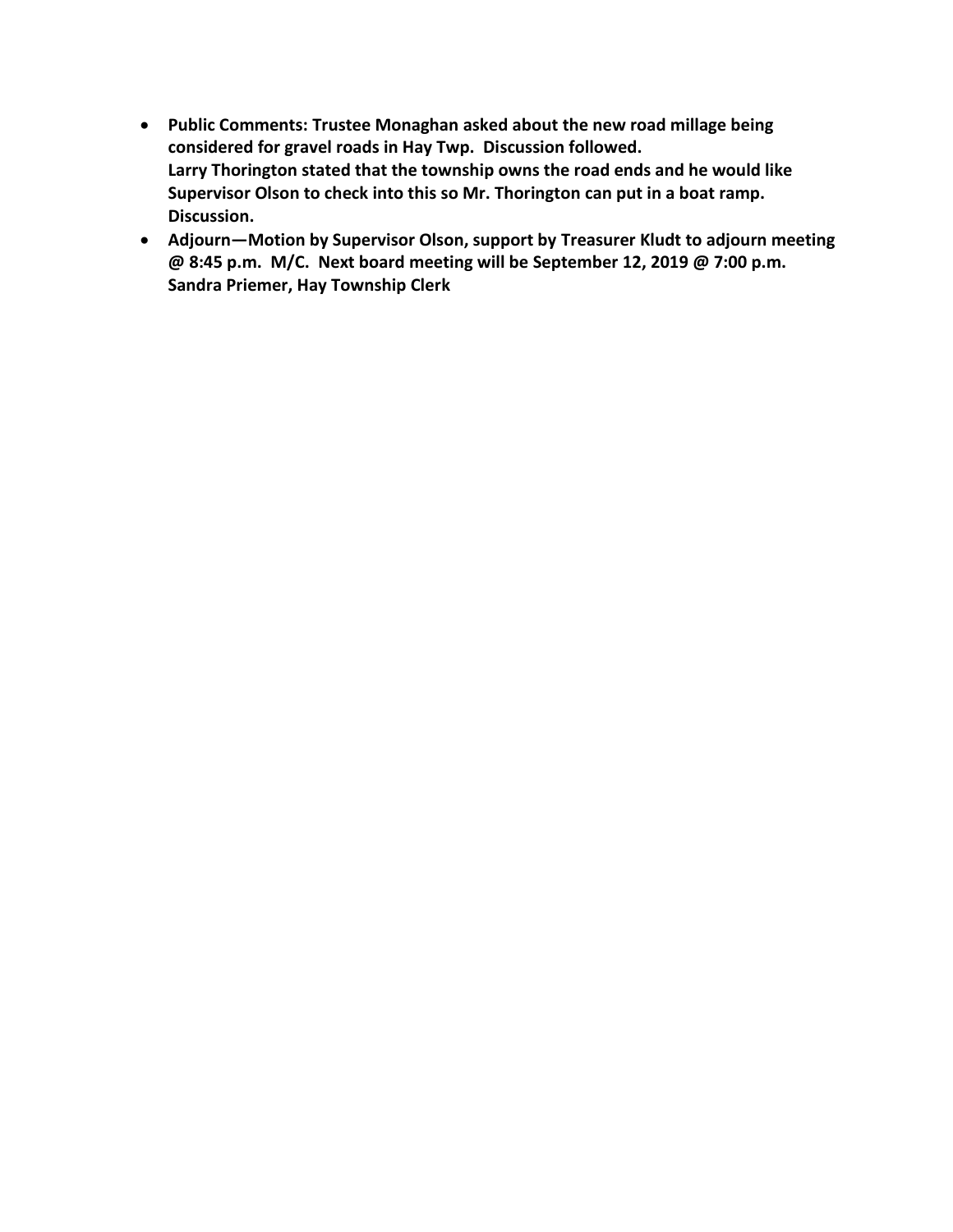- **Public Comments: Trustee Monaghan asked about the new road millage being considered for gravel roads in Hay Twp. Discussion followed.**
  **Larry Thorington stated that the township owns the road ends and he would like Supervisor Olson to check into this so Mr. Thorington can put in a boat ramp. Discussion.**
- **Adjourn—Motion by Supervisor Olson, support by Treasurer Kludt to adjourn meeting @ 8:45 p.m. M/C. Next board meeting will be September 12, 2019 @ 7:00 p.m.**
  **Sandra Priemer, Hay Township Clerk**